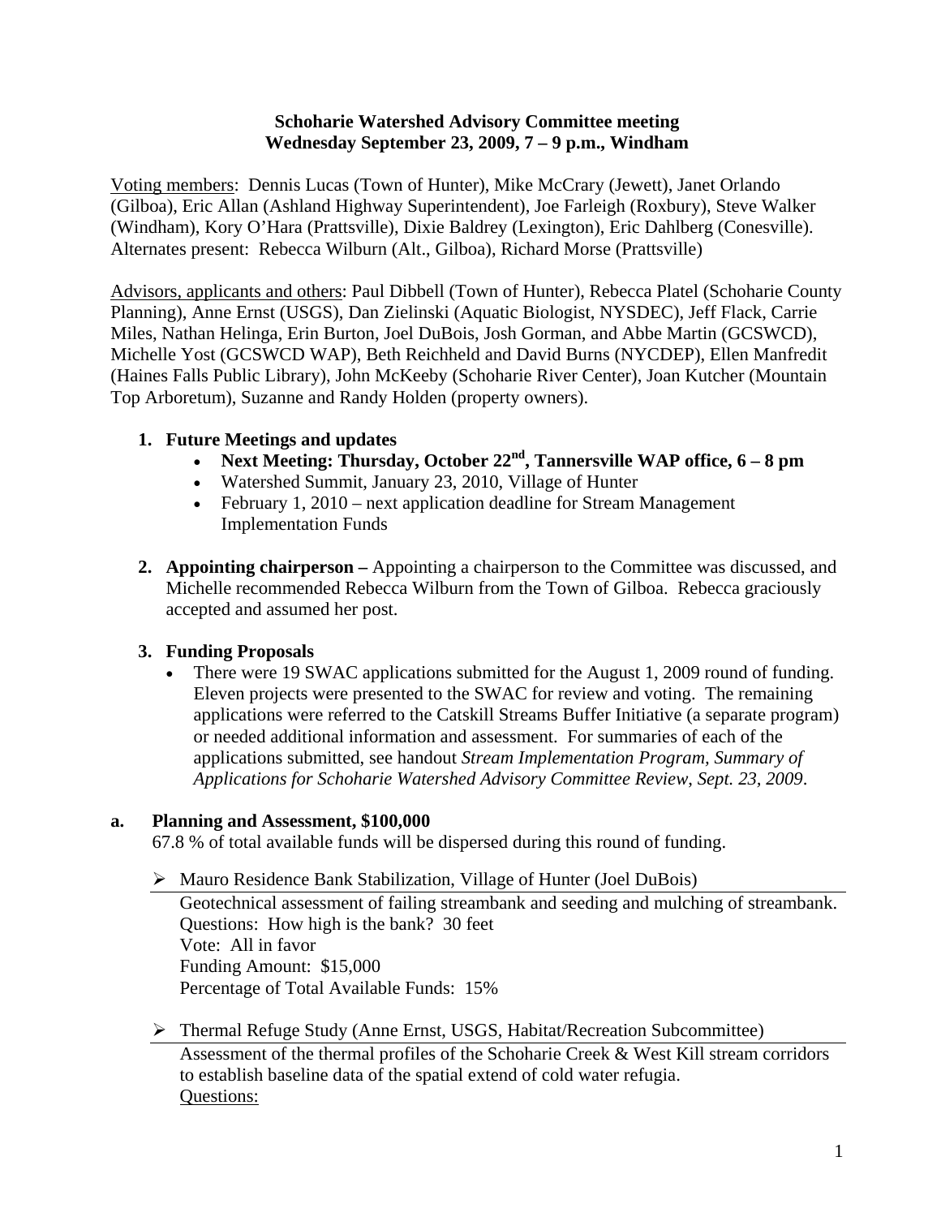**Schoharie Watershed Advisory Committee meeting**
**Wednesday September 23, 2009, 7 – 9 p.m., Windham**

Voting members: Dennis Lucas (Town of Hunter), Mike McCrary (Jewett), Janet Orlando (Gilboa), Eric Allan (Ashland Highway Superintendent), Joe Farleigh (Roxbury), Steve Walker (Windham), Kory O'Hara (Prattsville), Dixie Baldrey (Lexington), Eric Dahlberg (Conesville). Alternates present: Rebecca Wilburn (Alt., Gilboa), Richard Morse (Prattsville)

Advisors, applicants and others: Paul Dibbell (Town of Hunter), Rebecca Platel (Schoharie County Planning), Anne Ernst (USGS), Dan Zielinski (Aquatic Biologist, NYSDEC), Jeff Flack, Carrie Miles, Nathan Helinga, Erin Burton, Joel DuBois, Josh Gorman, and Abbe Martin (GCSWCD), Michelle Yost (GCSWCD WAP), Beth Reichheld and David Burns (NYCDEP), Ellen Manfredit (Haines Falls Public Library), John McKeeby (Schoharie River Center), Joan Kutcher (Mountain Top Arboretum), Suzanne and Randy Holden (property owners).

1. **Future Meetings and updates**
   - **Next Meeting: Thursday, October 22nd, Tannersville WAP office, 6 – 8 pm**
   - Watershed Summit, January 23, 2010, Village of Hunter
   - February 1, 2010 – next application deadline for Stream Management Implementation Funds

2. **Appointing chairperson –** Appointing a chairperson to the Committee was discussed, and Michelle recommended Rebecca Wilburn from the Town of Gilboa. Rebecca graciously accepted and assumed her post.

3. **Funding Proposals**
   - There were 19 SWAC applications submitted for the August 1, 2009 round of funding. Eleven projects were presented to the SWAC for review and voting. The remaining applications were referred to the Catskill Streams Buffer Initiative (a separate program) or needed additional information and assessment. For summaries of each of the applications submitted, see handout *Stream Implementation Program, Summary of Applications for Schoharie Watershed Advisory Committee Review, Sept. 23, 2009*.

**a. Planning and Assessment, $100,000**

67.8 % of total available funds will be dispersed during this round of funding.

- Mauro Residence Bank Stabilization, Village of Hunter (Joel DuBois)

  Geotechnical assessment of failing streambank and seeding and mulching of streambank.
  Questions: How high is the bank? 30 feet
  Vote: All in favor
  Funding Amount: $15,000
  Percentage of Total Available Funds: 15%

- Thermal Refuge Study (Anne Ernst, USGS, Habitat/Recreation Subcommittee)

  Assessment of the thermal profiles of the Schoharie Creek & West Kill stream corridors to establish baseline data of the spatial extend of cold water refugia.
  Questions: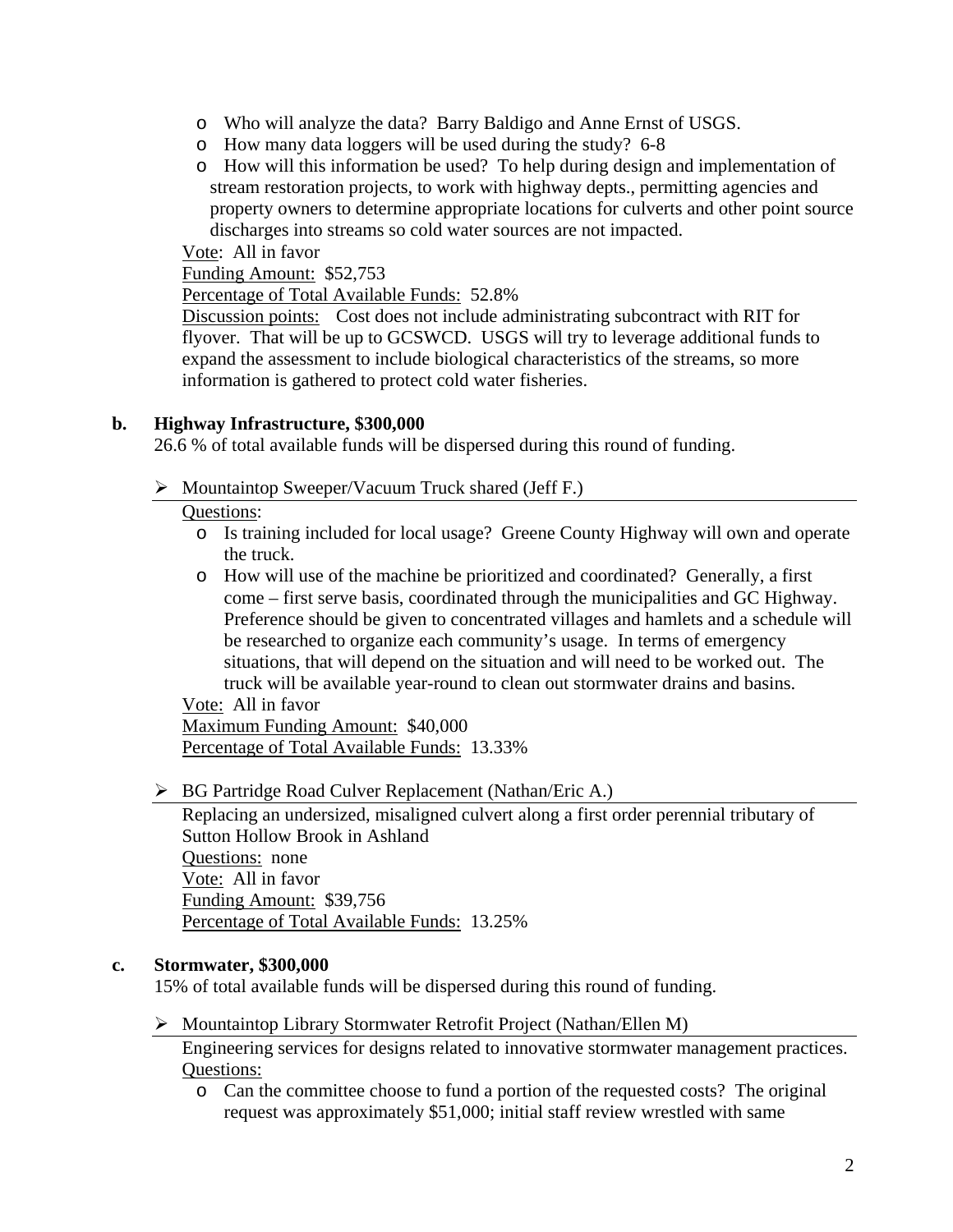- Who will analyze the data? Barry Baldigo and Anne Ernst of USGS.
- How many data loggers will be used during the study? 6-8
- How will this information be used? To help during design and implementation of stream restoration projects, to work with highway depts., permitting agencies and property owners to determine appropriate locations for culverts and other point source discharges into streams so cold water sources are not impacted.

Vote: All in favor
Funding Amount: $52,753
Percentage of Total Available Funds: 52.8%
Discussion points: Cost does not include administrating subcontract with RIT for flyover. That will be up to GCSWCD. USGS will try to leverage additional funds to expand the assessment to include biological characteristics of the streams, so more information is gathered to protect cold water fisheries.

**b. Highway Infrastructure, $300,000**

26.6 % of total available funds will be dispersed during this round of funding.

- Mountaintop Sweeper/Vacuum Truck shared (Jeff F.)

  Questions:
  - Is training included for local usage? Greene County Highway will own and operate the truck.
  - How will use of the machine be prioritized and coordinated? Generally, a first come – first serve basis, coordinated through the municipalities and GC Highway. Preference should be given to concentrated villages and hamlets and a schedule will be researched to organize each community's usage. In terms of emergency situations, that will depend on the situation and will need to be worked out. The truck will be available year-round to clean out stormwater drains and basins.

  Vote: All in favor
  Maximum Funding Amount: $40,000
  Percentage of Total Available Funds: 13.33%

- BG Partridge Road Culver Replacement (Nathan/Eric A.)

  Replacing an undersized, misaligned culvert along a first order perennial tributary of Sutton Hollow Brook in Ashland
  Questions: none
  Vote: All in favor
  Funding Amount: $39,756
  Percentage of Total Available Funds: 13.25%

**c. Stormwater, $300,000**

15% of total available funds will be dispersed during this round of funding.

- Mountaintop Library Stormwater Retrofit Project (Nathan/Ellen M)

  Engineering services for designs related to innovative stormwater management practices.
  Questions:
  - Can the committee choose to fund a portion of the requested costs? The original request was approximately $51,000; initial staff review wrestled with same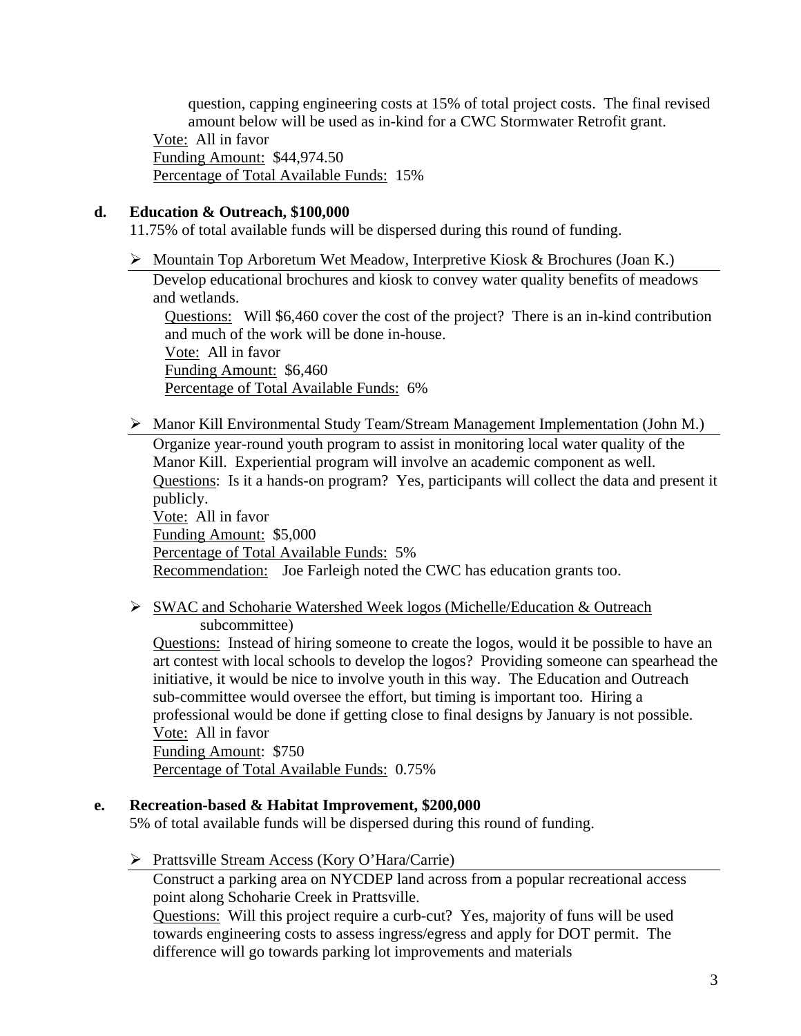question, capping engineering costs at 15% of total project costs. The final revised amount below will be used as in-kind for a CWC Stormwater Retrofit grant.

Vote: All in favor
Funding Amount: $44,974.50
Percentage of Total Available Funds: 15%

**d. Education & Outreach, $100,000**

11.75% of total available funds will be dispersed during this round of funding.

- Mountain Top Arboretum Wet Meadow, Interpretive Kiosk & Brochures (Joan K.)

  Develop educational brochures and kiosk to convey water quality benefits of meadows and wetlands.

  Questions: Will $6,460 cover the cost of the project? There is an in-kind contribution and much of the work will be done in-house.
  Vote: All in favor
  Funding Amount: $6,460
  Percentage of Total Available Funds: 6%

- Manor Kill Environmental Study Team/Stream Management Implementation (John M.)

  Organize year-round youth program to assist in monitoring local water quality of the Manor Kill. Experiential program will involve an academic component as well.
  Questions: Is it a hands-on program? Yes, participants will collect the data and present it publicly.
  Vote: All in favor
  Funding Amount: $5,000
  Percentage of Total Available Funds: 5%
  Recommendation: Joe Farleigh noted the CWC has education grants too.

- SWAC and Schoharie Watershed Week logos (Michelle/Education & Outreach subcommittee)

  Questions: Instead of hiring someone to create the logos, would it be possible to have an art contest with local schools to develop the logos? Providing someone can spearhead the initiative, it would be nice to involve youth in this way. The Education and Outreach sub-committee would oversee the effort, but timing is important too. Hiring a professional would be done if getting close to final designs by January is not possible.
  Vote: All in favor
  Funding Amount: $750
  Percentage of Total Available Funds: 0.75%

**e. Recreation-based & Habitat Improvement, $200,000**

5% of total available funds will be dispersed during this round of funding.

- Prattsville Stream Access (Kory O'Hara/Carrie)

  Construct a parking area on NYCDEP land across from a popular recreational access point along Schoharie Creek in Prattsville.
  Questions: Will this project require a curb-cut? Yes, majority of funs will be used towards engineering costs to assess ingress/egress and apply for DOT permit. The difference will go towards parking lot improvements and materials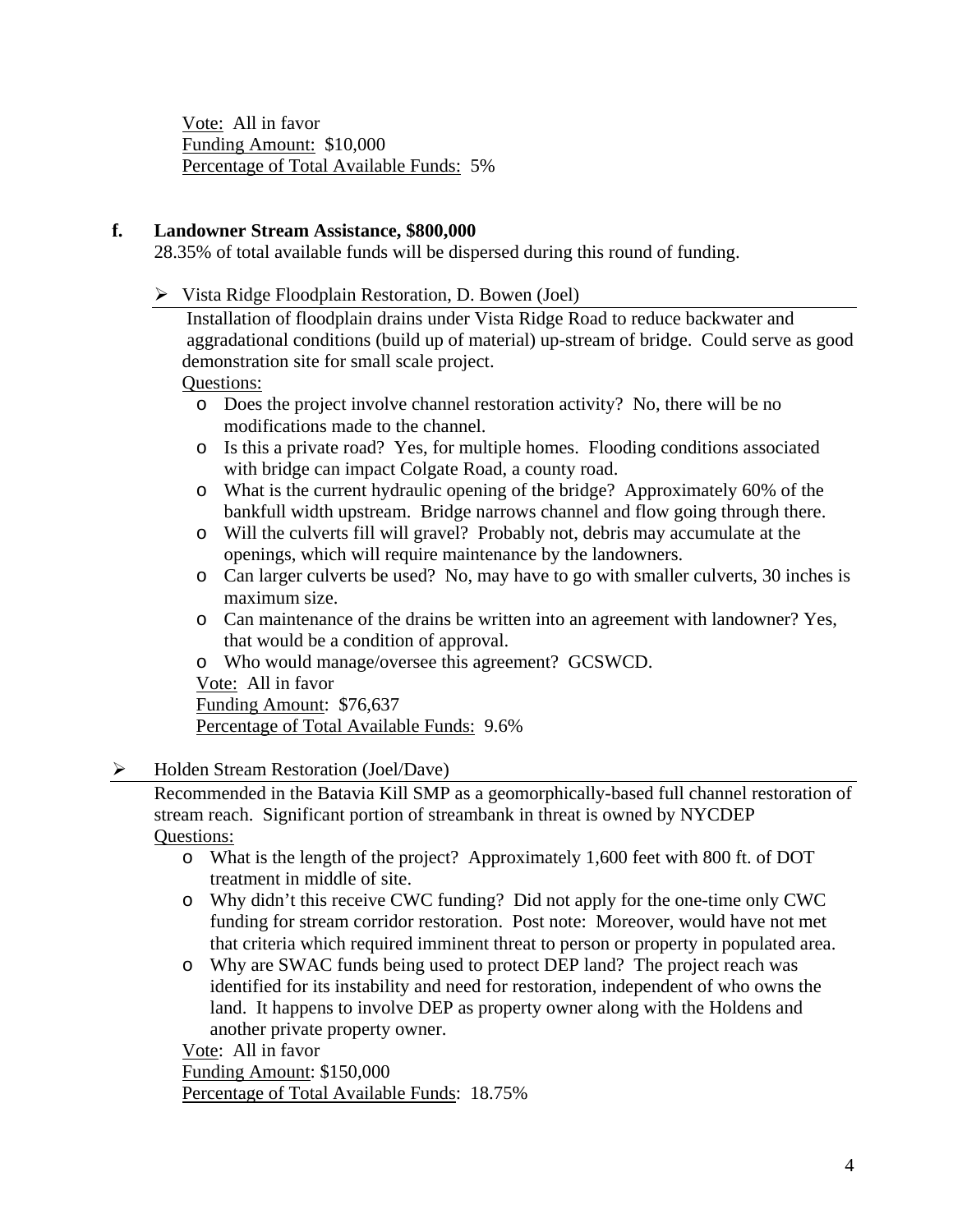Vote: All in favor
Funding Amount: $10,000
Percentage of Total Available Funds: 5%

**f. Landowner Stream Assistance, $800,000**

28.35% of total available funds will be dispersed during this round of funding.

- Vista Ridge Floodplain Restoration, D. Bowen (Joel)

  Installation of floodplain drains under Vista Ridge Road to reduce backwater and aggradational conditions (build up of material) up-stream of bridge. Could serve as good demonstration site for small scale project.

  Questions:
  - Does the project involve channel restoration activity? No, there will be no modifications made to the channel.
  - Is this a private road? Yes, for multiple homes. Flooding conditions associated with bridge can impact Colgate Road, a county road.
  - What is the current hydraulic opening of the bridge? Approximately 60% of the bankfull width upstream. Bridge narrows channel and flow going through there.
  - Will the culverts fill will gravel? Probably not, debris may accumulate at the openings, which will require maintenance by the landowners.
  - Can larger culverts be used? No, may have to go with smaller culverts, 30 inches is maximum size.
  - Can maintenance of the drains be written into an agreement with landowner? Yes, that would be a condition of approval.
  - Who would manage/oversee this agreement? GCSWCD.

  Vote: All in favor
  Funding Amount: $76,637
  Percentage of Total Available Funds: 9.6%

- Holden Stream Restoration (Joel/Dave)

  Recommended in the Batavia Kill SMP as a geomorphically-based full channel restoration of stream reach. Significant portion of streambank in threat is owned by NYCDEP

  Questions:
  - What is the length of the project? Approximately 1,600 feet with 800 ft. of DOT treatment in middle of site.
  - Why didn't this receive CWC funding? Did not apply for the one-time only CWC funding for stream corridor restoration. Post note: Moreover, would have not met that criteria which required imminent threat to person or property in populated area.
  - Why are SWAC funds being used to protect DEP land? The project reach was identified for its instability and need for restoration, independent of who owns the land. It happens to involve DEP as property owner along with the Holdens and another private property owner.

  Vote: All in favor
  Funding Amount: $150,000
  Percentage of Total Available Funds: 18.75%